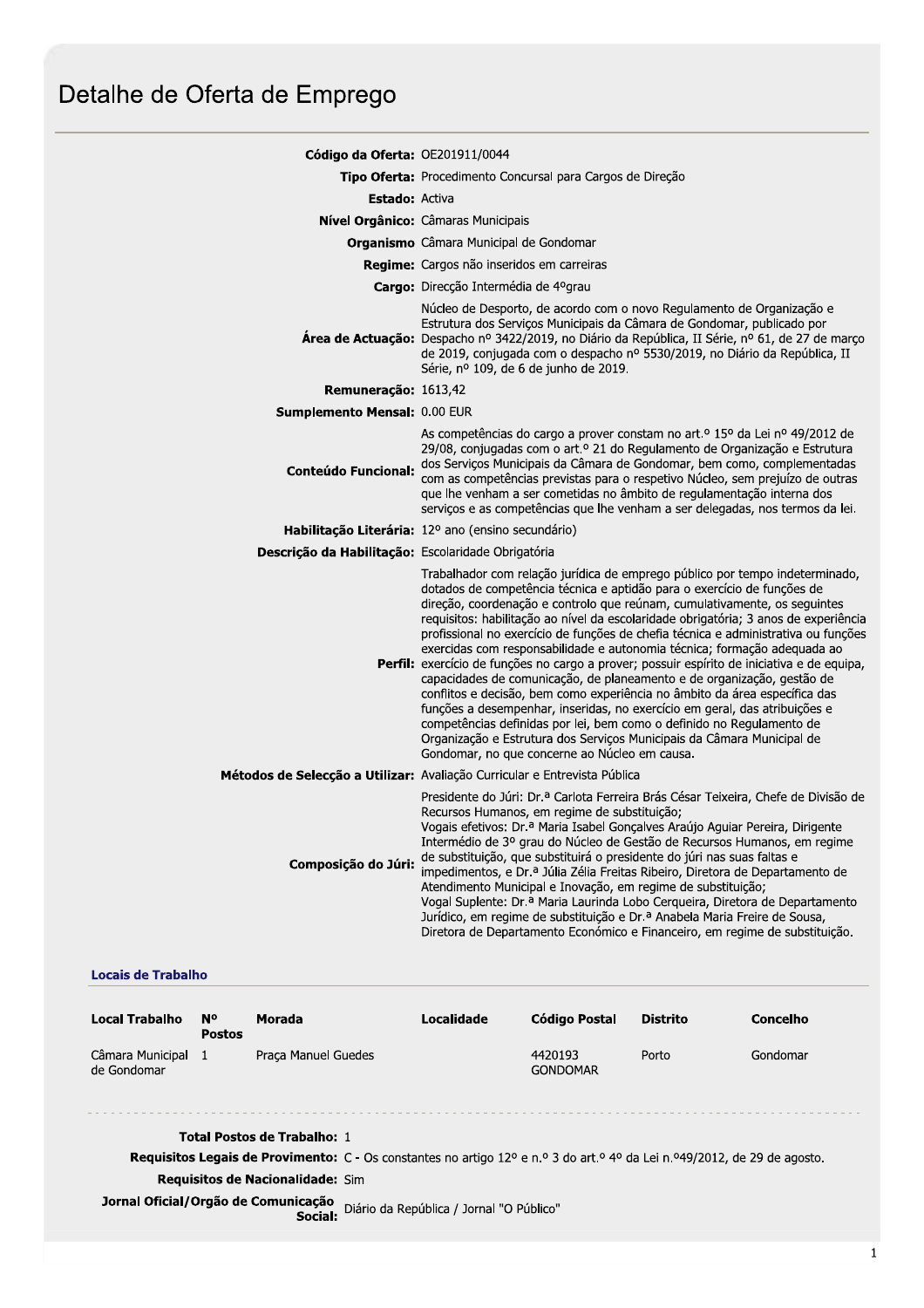# Detalhe de Oferta de Emprego

**Código da Oferta:** OE201911/0044

**Tipo Oferta:** Procedimento Concursal para Cargos de Direção

**Estado:** Activa

**Nível Orgânico:** Câmaras Municipais

**Organismo** Câmara Municipal de Gondomar

**Regime:** Cargos não inseridos em carreiras

**Cargo:** Direcção Intermédia de 4ºgrau

**Área de Actuação:** Núcleo de Desporto, de acordo com o novo Regulamento de Organização e Estrutura dos Serviços Municipais da Câmara de Gondomar, publicado por Despacho nº 3422/2019, no Diário da República, II Série, nº 61, de 27 de março de 2019, conjugada com o despacho nº 5530/2019, no Diário da República, II Série, nº 109, de 6 de junho de 2019.

**Remuneração:** 1613,42

**Sumplemento Mensal:** 0.00 EUR

**Conteúdo Funcional:** As competências do cargo a prover constam no art.º 15º da Lei nº 49/2012 de 29/08, conjugadas com o art.º 21 do Regulamento de Organização e Estrutura dos Serviços Municipais da Câmara de Gondomar, bem como, complementadas com as competências previstas para o respetivo Núcleo, sem prejuízo de outras que lhe venham a ser cometidas no âmbito de regulamentação interna dos serviços e as competências que lhe venham a ser delegadas, nos termos da lei.

**Habilitação Literária:** 12º ano (ensino secundário)

**Descrição da Habilitação:** Escolaridade Obrigatória

**Perfil:** Trabalhador com relação jurídica de emprego público por tempo indeterminado, dotados de competência técnica e aptidão para o exercício de funções de direção, coordenação e controlo que reúnam, cumulativamente, os seguintes requisitos: habilitação ao nível da escolaridade obrigatória; 3 anos de experiência profissional no exercício de funções de chefia técnica e administrativa ou funções exercidas com responsabilidade e autonomia técnica; formação adequada ao exercício de funções no cargo a prover; possuir espírito de iniciativa e de equipa, capacidades de comunicação, de planeamento e de organização, gestão de conflitos e decisão, bem como experiência no âmbito da área específica das funções a desempenhar, inseridas, no exercício em geral, das atribuições e competências definidas por lei, bem como o definido no Regulamento de Organização e Estrutura dos Serviços Municipais da Câmara Municipal de Gondomar, no que concerne ao Núcleo em causa.

**Métodos de Selecção a Utilizar:** Avaliação Curricular e Entrevista Pública

**Composição do Júri:** Presidente do Júri: Dr.ª Carlota Ferreira Brás César Teixeira, Chefe de Divisão de Recursos Humanos, em regime de substituição;
Vogais efetivos: Dr.ª Maria Isabel Gonçalves Araújo Aguiar Pereira, Dirigente Intermédio de 3º grau do Núcleo de Gestão de Recursos Humanos, em regime de substituição, que substituirá o presidente do júri nas suas faltas e impedimentos, e Dr.ª Júlia Zélia Freitas Ribeiro, Diretora de Departamento de Atendimento Municipal e Inovação, em regime de substituição;
Vogal Suplente: Dr.ª Maria Laurinda Lobo Cerqueira, Diretora de Departamento Jurídico, em regime de substituição e Dr.ª Anabela Maria Freire de Sousa, Diretora de Departamento Económico e Financeiro, em regime de substituição.

## Locais de Trabalho

| Local Trabalho | Nº Postos | Morada | Localidade | Código Postal | Distrito | Concelho |
|---|---|---|---|---|---|---|
| Câmara Municipal de Gondomar | 1 | Praça Manuel Guedes | | 4420193 GONDOMAR | Porto | Gondomar |

**Total Postos de Trabalho:** 1

**Requisitos Legais de Provimento:** C - Os constantes no artigo 12º e n.º 3 do art.º 4º da Lei n.º49/2012, de 29 de agosto.

**Requisitos de Nacionalidade:** Sim

**Jornal Oficial/Orgão de Comunicação Social:** Diário da República / Jornal "O Público"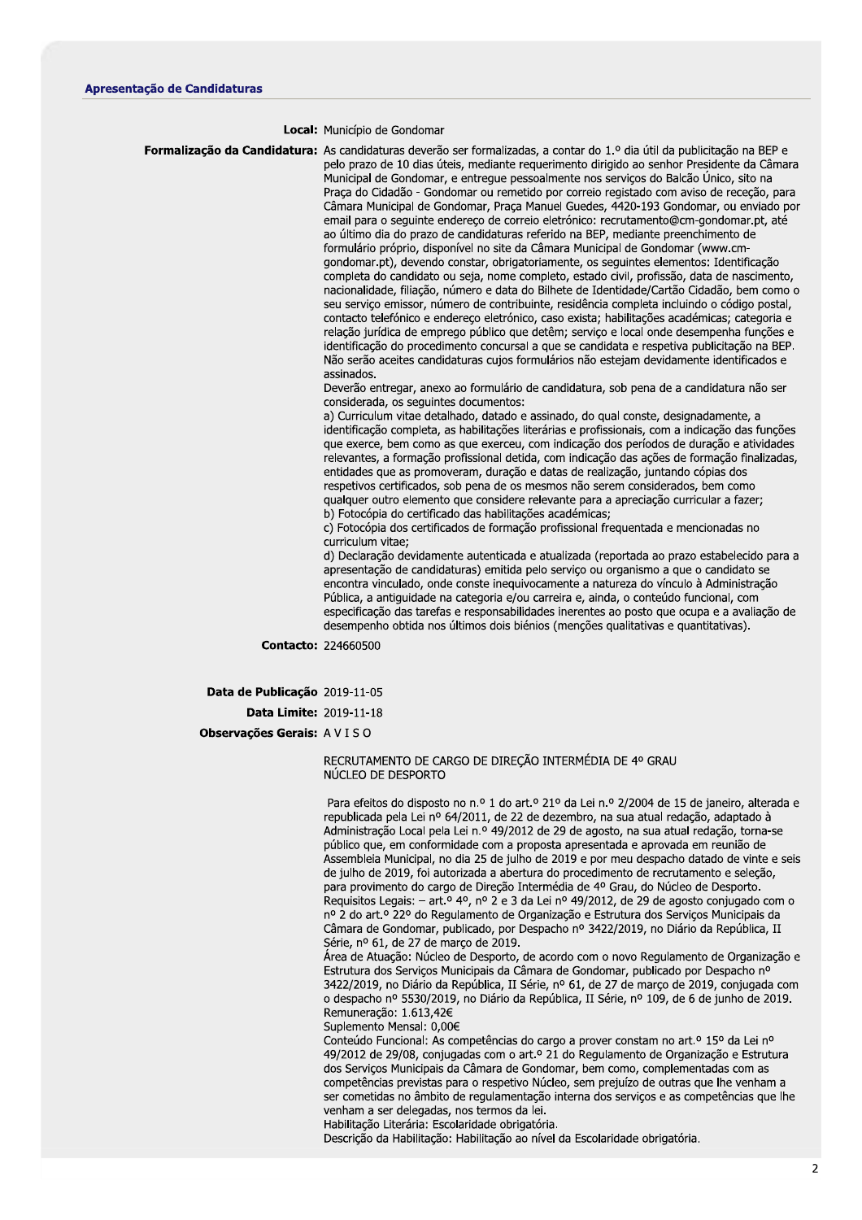## Apresentação de Candidaturas

**Local:** Município de Gondomar

**Formalização da Candidatura:** As candidaturas deverão ser formalizadas, a contar do 1.º dia útil da publicitação na BEP e pelo prazo de 10 dias úteis, mediante requerimento dirigido ao senhor Presidente da Câmara Municipal de Gondomar, e entregue pessoalmente nos serviços do Balcão Único, sito na Praça do Cidadão - Gondomar ou remetido por correio registado com aviso de receção, para Câmara Municipal de Gondomar, Praça Manuel Guedes, 4420-193 Gondomar, ou enviado por email para o seguinte endereço de correio eletrónico: recrutamento@cm-gondomar.pt, até ao último dia do prazo de candidaturas referido na BEP, mediante preenchimento de formulário próprio, disponível no site da Câmara Municipal de Gondomar (www.cm-gondomar.pt), devendo constar, obrigatoriamente, os seguintes elementos: Identificação completa do candidato ou seja, nome completo, estado civil, profissão, data de nascimento, nacionalidade, filiação, número e data do Bilhete de Identidade/Cartão Cidadão, bem como o seu serviço emissor, número de contribuinte, residência completa incluindo o código postal, contacto telefónico e endereço eletrónico, caso exista; habilitações académicas; categoria e relação jurídica de emprego público que detêm; serviço e local onde desempenha funções e identificação do procedimento concursal a que se candidata e respetiva publicitação na BEP. Não serão aceites candidaturas cujos formulários não estejam devidamente identificados e assinados.

Deverão entregar, anexo ao formulário de candidatura, sob pena de a candidatura não ser considerada, os seguintes documentos:

a) Curriculum vitae detalhado, datado e assinado, do qual conste, designadamente, a identificação completa, as habilitações literárias e profissionais, com a indicação das funções que exerce, bem como as que exerceu, com indicação dos períodos de duração e atividades relevantes, a formação profissional detida, com indicação das ações de formação finalizadas, entidades que as promoveram, duração e datas de realização, juntando cópias dos respetivos certificados, sob pena de os mesmos não serem considerados, bem como qualquer outro elemento que considere relevante para a apreciação curricular a fazer;

b) Fotocópia do certificado das habilitações académicas;

c) Fotocópia dos certificados de formação profissional frequentada e mencionadas no curriculum vitae;

d) Declaração devidamente autenticada e atualizada (reportada ao prazo estabelecido para a apresentação de candidaturas) emitida pelo serviço ou organismo a que o candidato se encontra vinculado, onde conste inequivocamente a natureza do vínculo à Administração Pública, a antiguidade na categoria e/ou carreira e, ainda, o conteúdo funcional, com especificação das tarefas e responsabilidades inerentes ao posto que ocupa e a avaliação de desempenho obtida nos últimos dois biénios (menções qualitativas e quantitativas).

**Contacto:** 224660500

**Data de Publicação** 2019-11-05

**Data Limite:** 2019-11-18

**Observações Gerais:** A V I S O

RECRUTAMENTO DE CARGO DE DIREÇÃO INTERMÉDIA DE 4º GRAU
NÚCLEO DE DESPORTO

Para efeitos do disposto no n.º 1 do art.º 21º da Lei n.º 2/2004 de 15 de janeiro, alterada e republicada pela Lei nº 64/2011, de 22 de dezembro, na sua atual redação, adaptado à Administração Local pela Lei n.º 49/2012 de 29 de agosto, na sua atual redação, torna-se público que, em conformidade com a proposta apresentada e aprovada em reunião de Assembleia Municipal, no dia 25 de julho de 2019 e por meu despacho datado de vinte e seis de julho de 2019, foi autorizada a abertura do procedimento de recrutamento e seleção, para provimento do cargo de Direção Intermédia de 4º Grau, do Núcleo de Desporto.

Requisitos Legais: – art.º 4º, nº 2 e 3 da Lei nº 49/2012, de 29 de agosto conjugado com o nº 2 do art.º 22º do Regulamento de Organização e Estrutura dos Serviços Municipais da Câmara de Gondomar, publicado, por Despacho nº 3422/2019, no Diário da República, II Série, nº 61, de 27 de março de 2019.

Área de Atuação: Núcleo de Desporto, de acordo com o novo Regulamento de Organização e Estrutura dos Serviços Municipais da Câmara de Gondomar, publicado por Despacho nº 3422/2019, no Diário da República, II Série, nº 61, de 27 de março de 2019, conjugada com o despacho nº 5530/2019, no Diário da República, II Série, nº 109, de 6 de junho de 2019.

Remuneração: 1.613,42€

Suplemento Mensal: 0,00€

Conteúdo Funcional: As competências do cargo a prover constam no art.º 15º da Lei nº 49/2012 de 29/08, conjugadas com o art.º 21 do Regulamento de Organização e Estrutura dos Serviços Municipais da Câmara de Gondomar, bem como, complementadas com as competências previstas para o respetivo Núcleo, sem prejuízo de outras que lhe venham a ser cometidas no âmbito de regulamentação interna dos serviços e as competências que lhe venham a ser delegadas, nos termos da lei.

Habilitação Literária: Escolaridade obrigatória.

Descrição da Habilitação: Habilitação ao nível da Escolaridade obrigatória.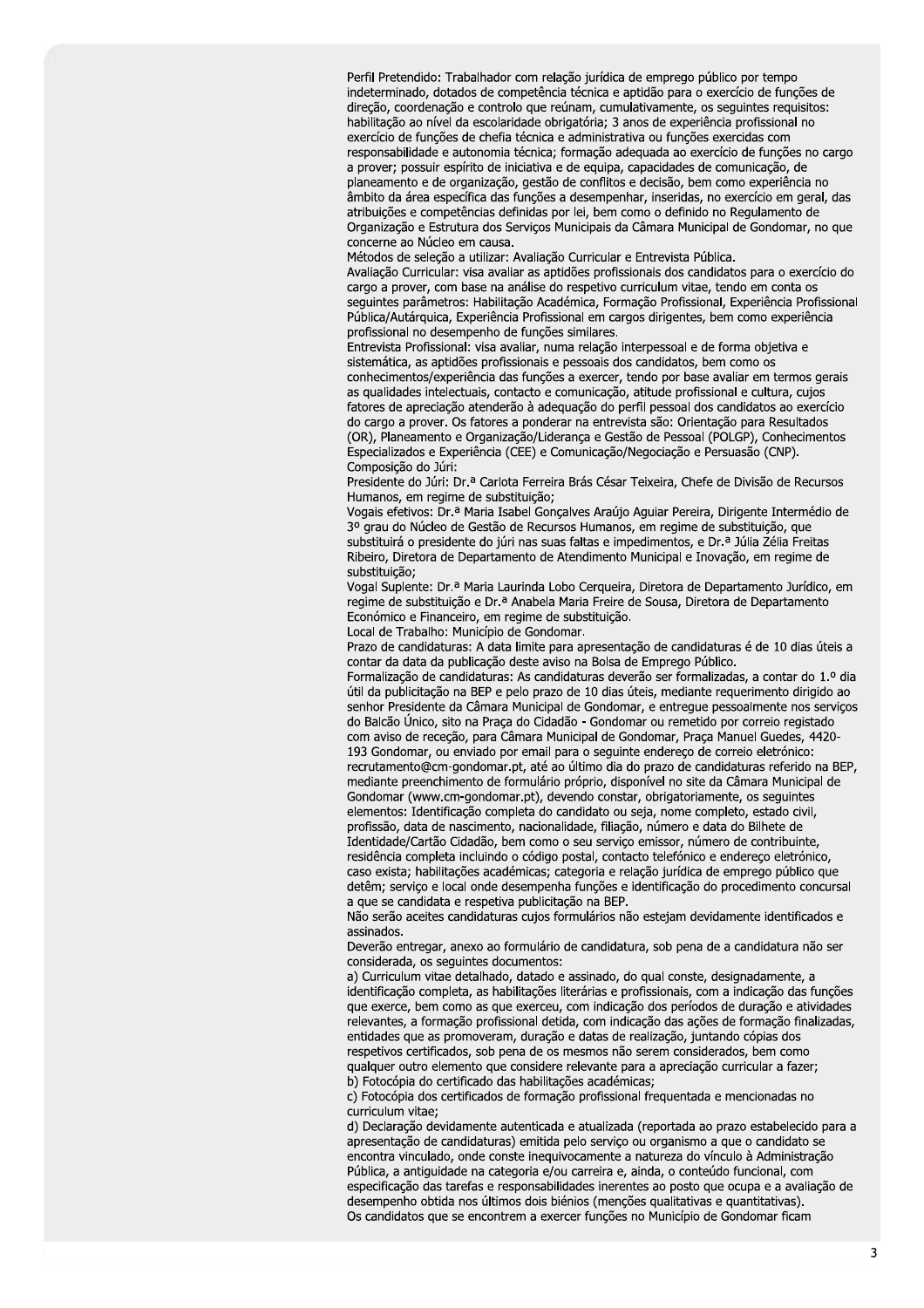Perfil Pretendido: Trabalhador com relação jurídica de emprego público por tempo indeterminado, dotados de competência técnica e aptidão para o exercício de funções de direção, coordenação e controlo que reúnam, cumulativamente, os seguintes requisitos: habilitação ao nível da escolaridade obrigatória; 3 anos de experiência profissional no exercício de funções de chefia técnica e administrativa ou funções exercidas com responsabilidade e autonomia técnica; formação adequada ao exercício de funções no cargo a prover; possuir espírito de iniciativa e de equipa, capacidades de comunicação, de planeamento e de organização, gestão de conflitos e decisão, bem como experiência no âmbito da área específica das funções a desempenhar, inseridas, no exercício em geral, das atribuições e competências definidas por lei, bem como o definido no Regulamento de Organização e Estrutura dos Serviços Municipais da Câmara Municipal de Gondomar, no que concerne ao Núcleo em causa.

Métodos de seleção a utilizar: Avaliação Curricular e Entrevista Pública.

Avaliação Curricular: visa avaliar as aptidões profissionais dos candidatos para o exercício do cargo a prover, com base na análise do respetivo curriculum vitae, tendo em conta os seguintes parâmetros: Habilitação Académica, Formação Profissional, Experiência Profissional Pública/Autárquica, Experiência Profissional em cargos dirigentes, bem como experiência profissional no desempenho de funções similares.

Entrevista Profissional: visa avaliar, numa relação interpessoal e de forma objetiva e sistemática, as aptidões profissionais e pessoais dos candidatos, bem como os conhecimentos/experiência das funções a exercer, tendo por base avaliar em termos gerais as qualidades intelectuais, contacto e comunicação, atitude profissional e cultura, cujos fatores de apreciação atenderão à adequação do perfil pessoal dos candidatos ao exercício do cargo a prover. Os fatores a ponderar na entrevista são: Orientação para Resultados (OR), Planeamento e Organização/Liderança e Gestão de Pessoal (POLGP), Conhecimentos Especializados e Experiência (CEE) e Comunicação/Negociação e Persuasão (CNP).

Composição do Júri:

Presidente do Júri: Dr.ª Carlota Ferreira Brás César Teixeira, Chefe de Divisão de Recursos Humanos, em regime de substituição;

Vogais efetivos: Dr.ª Maria Isabel Gonçalves Araújo Aguiar Pereira, Dirigente Intermédio de 3º grau do Núcleo de Gestão de Recursos Humanos, em regime de substituição, que substituirá o presidente do júri nas suas faltas e impedimentos, e Dr.ª Júlia Zélia Freitas Ribeiro, Diretora de Departamento de Atendimento Municipal e Inovação, em regime de substituição;

Vogal Suplente: Dr.ª Maria Laurinda Lobo Cerqueira, Diretora de Departamento Jurídico, em regime de substituição e Dr.ª Anabela Maria Freire de Sousa, Diretora de Departamento Económico e Financeiro, em regime de substituição.

Local de Trabalho: Município de Gondomar.

Prazo de candidaturas: A data limite para apresentação de candidaturas é de 10 dias úteis a contar da data da publicação deste aviso na Bolsa de Emprego Público.

Formalização de candidaturas: As candidaturas deverão ser formalizadas, a contar do 1.º dia útil da publicitação na BEP e pelo prazo de 10 dias úteis, mediante requerimento dirigido ao senhor Presidente da Câmara Municipal de Gondomar, e entregue pessoalmente nos serviços do Balcão Único, sito na Praça do Cidadão - Gondomar ou remetido por correio registado com aviso de receção, para Câmara Municipal de Gondomar, Praça Manuel Guedes, 4420-193 Gondomar, ou enviado por email para o seguinte endereço de correio eletrónico: recrutamento@cm-gondomar.pt, até ao último dia do prazo de candidaturas referido na BEP, mediante preenchimento de formulário próprio, disponível no site da Câmara Municipal de Gondomar (www.cm-gondomar.pt), devendo constar, obrigatoriamente, os seguintes elementos: Identificação completa do candidato ou seja, nome completo, estado civil, profissão, data de nascimento, nacionalidade, filiação, número e data do Bilhete de Identidade/Cartão Cidadão, bem como o seu serviço emissor, número de contribuinte, residência completa incluindo o código postal, contacto telefónico e endereço eletrónico, caso exista; habilitações académicas; categoria e relação jurídica de emprego público que detêm; serviço e local onde desempenha funções e identificação do procedimento concursal a que se candidata e respetiva publicitação na BEP.

Não serão aceites candidaturas cujos formulários não estejam devidamente identificados e assinados.

Deverão entregar, anexo ao formulário de candidatura, sob pena de a candidatura não ser considerada, os seguintes documentos:

a) Curriculum vitae detalhado, datado e assinado, do qual conste, designadamente, a identificação completa, as habilitações literárias e profissionais, com a indicação das funções que exerce, bem como as que exerceu, com indicação dos períodos de duração e atividades relevantes, a formação profissional detida, com indicação das ações de formação finalizadas, entidades que as promoveram, duração e datas de realização, juntando cópias dos respetivos certificados, sob pena de os mesmos não serem considerados, bem como qualquer outro elemento que considere relevante para a apreciação curricular a fazer;

b) Fotocópia do certificado das habilitações académicas;

c) Fotocópia dos certificados de formação profissional frequentada e mencionadas no curriculum vitae;

d) Declaração devidamente autenticada e atualizada (reportada ao prazo estabelecido para a apresentação de candidaturas) emitida pelo serviço ou organismo a que o candidato se encontra vinculado, onde conste inequivocamente a natureza do vínculo à Administração Pública, a antiguidade na categoria e/ou carreira e, ainda, o conteúdo funcional, com especificação das tarefas e responsabilidades inerentes ao posto que ocupa e a avaliação de desempenho obtida nos últimos dois biénios (menções qualitativas e quantitativas).

Os candidatos que se encontrem a exercer funções no Município de Gondomar ficam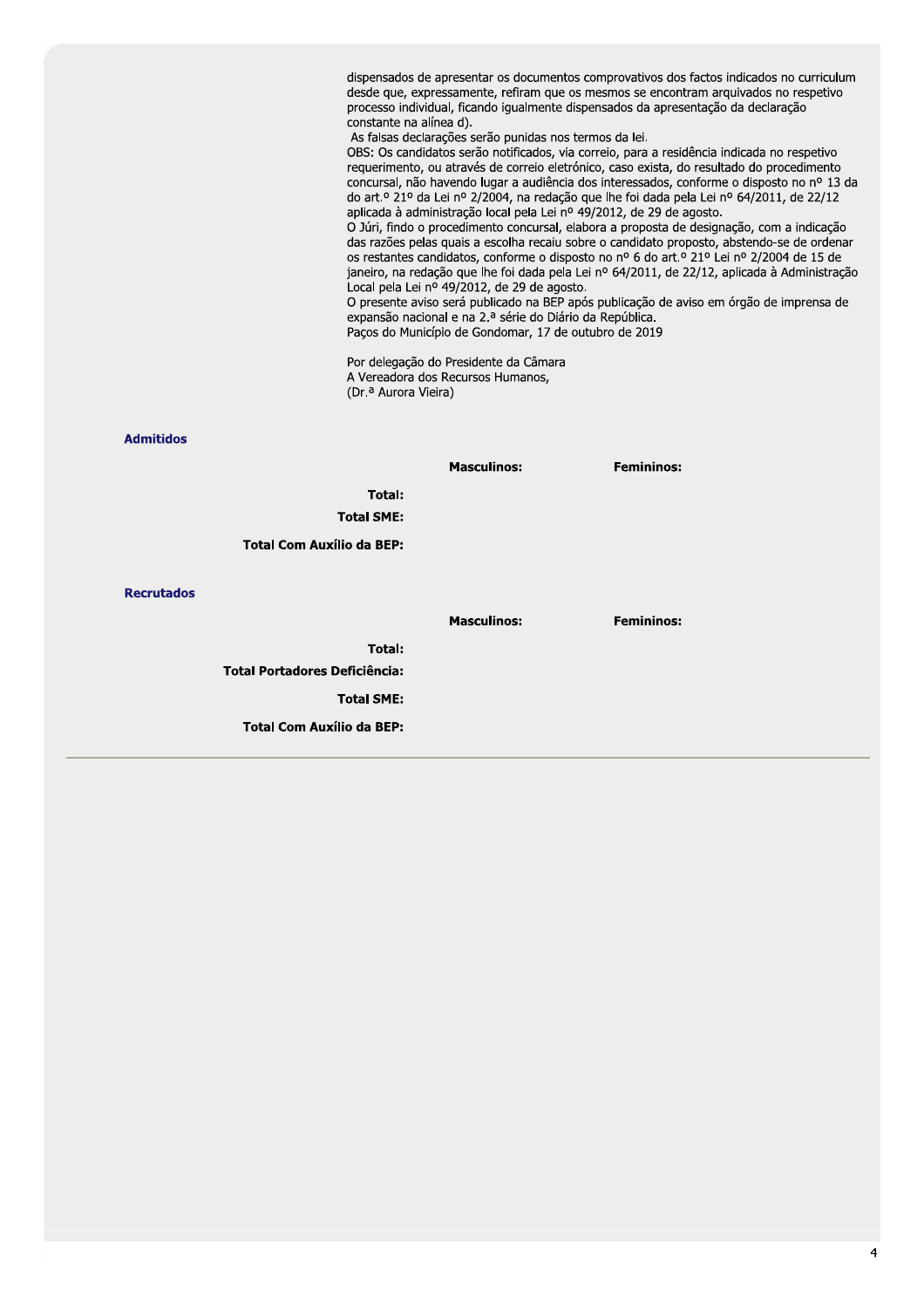dispensados de apresentar os documentos comprovativos dos factos indicados no curriculum desde que, expressamente, refiram que os mesmos se encontram arquivados no respetivo processo individual, ficando igualmente dispensados da apresentação da declaração constante na alínea d).

As falsas declarações serão punidas nos termos da lei.

OBS: Os candidatos serão notificados, via correio, para a residência indicada no respetivo requerimento, ou através de correio eletrónico, caso exista, do resultado do procedimento concursal, não havendo lugar a audiência dos interessados, conforme o disposto no nº 13 da do art.º 21º da Lei nº 2/2004, na redação que lhe foi dada pela Lei nº 64/2011, de 22/12 aplicada à administração local pela Lei nº 49/2012, de 29 de agosto.

O Júri, findo o procedimento concursal, elabora a proposta de designação, com a indicação das razões pelas quais a escolha recaiu sobre o candidato proposto, abstendo-se de ordenar os restantes candidatos, conforme o disposto no nº 6 do art.º 21º Lei nº 2/2004 de 15 de janeiro, na redação que lhe foi dada pela Lei nº 64/2011, de 22/12, aplicada à Administração Local pela Lei nº 49/2012, de 29 de agosto.

O presente aviso será publicado na BEP após publicação de aviso em órgão de imprensa de expansão nacional e na 2.ª série do Diário da República.

Paços do Município de Gondomar, 17 de outubro de 2019

Por delegação do Presidente da Câmara
A Vereadora dos Recursos Humanos,
(Dr.ª Aurora Vieira)

**Admitidos**

| | Masculinos: | Femininos: |
|---|---|---|
| **Total:** | | |
| **Total SME:** | | |
| **Total Com Auxílio da BEP:** | | |

**Recrutados**

| | Masculinos: | Femininos: |
|---|---|---|
| **Total:** | | |
| **Total Portadores Deficiência:** | | |
| **Total SME:** | | |
| **Total Com Auxílio da BEP:** | | |